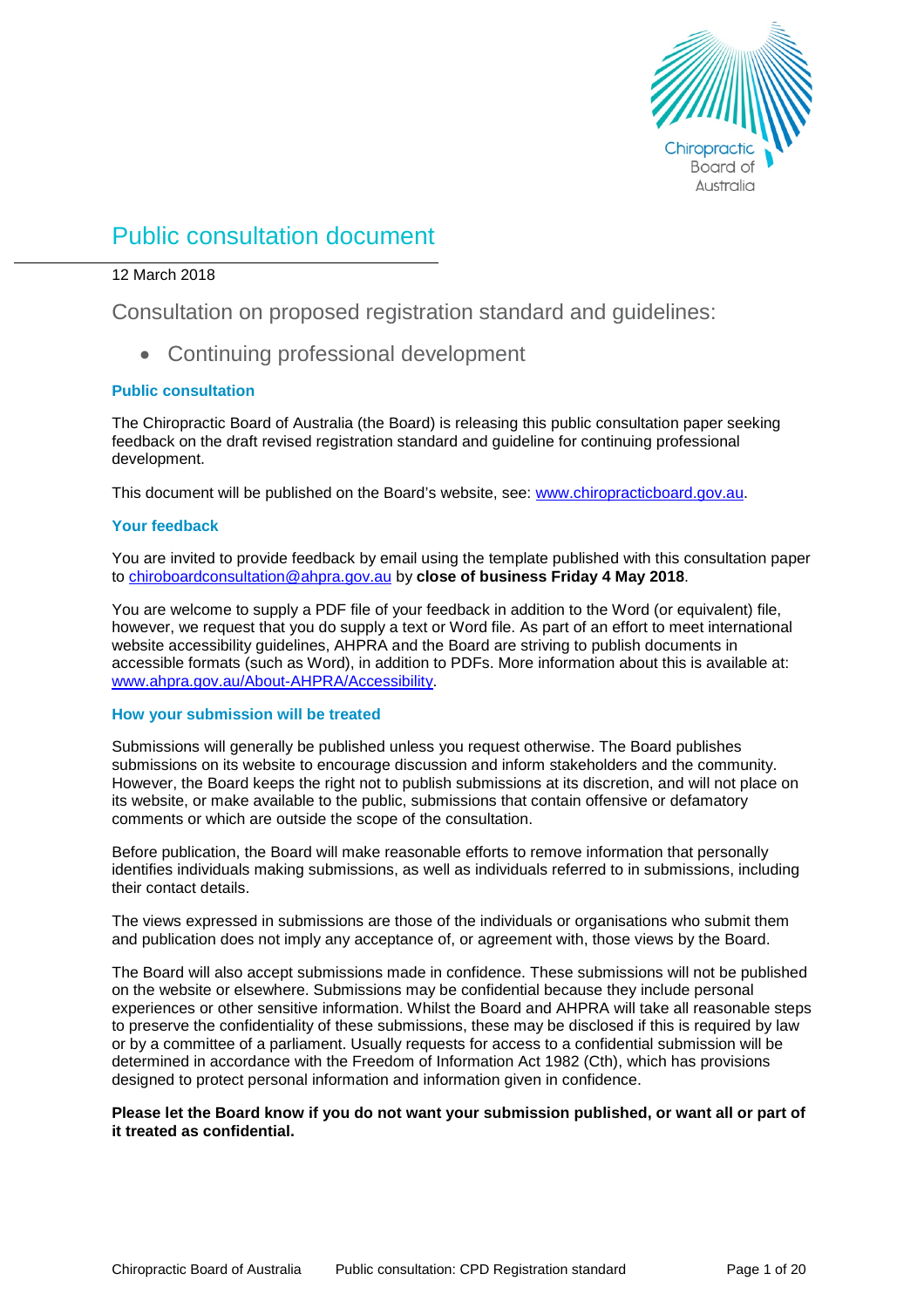# Public consultation document

12 March 2018

## Consultation on proposed registration standard and guidelines:

- Continuing professional development

### Public consultation

The Chiropractic Board of Australia (the Board) is releasing this public consultation paper seeking feedback on the draft revised registration standard and guideline for continuing professional development.

This document will be published on the Board's website, see: www.chiropracticboard.gov.au.

### Your feedback

You are invited to provide feedback by email using the template published with this consultation paper to chiroboardconsultation@ahpra.gov.au by **close of business Friday 4 May 2018**.

You are welcome to supply a PDF file of your feedback in addition to the Word (or equivalent) file, however, we request that you do supply a text or Word file. As part of an effort to meet international website accessibility guidelines, AHPRA and the Board are striving to publish documents in accessible formats (such as Word), in addition to PDFs. More information about this is available at: www.ahpra.gov.au/About-AHPRA/Accessibility.

### How your submission will be treated

Submissions will generally be published unless you request otherwise. The Board publishes submissions on its website to encourage discussion and inform stakeholders and the community. However, the Board keeps the right not to publish submissions at its discretion, and will not place on its website, or make available to the public, submissions that contain offensive or defamatory comments or which are outside the scope of the consultation.

Before publication, the Board will make reasonable efforts to remove information that personally identifies individuals making submissions, as well as individuals referred to in submissions, including their contact details.

The views expressed in submissions are those of the individuals or organisations who submit them and publication does not imply any acceptance of, or agreement with, those views by the Board.

The Board will also accept submissions made in confidence. These submissions will not be published on the website or elsewhere. Submissions may be confidential because they include personal experiences or other sensitive information. Whilst the Board and AHPRA will take all reasonable steps to preserve the confidentiality of these submissions, these may be disclosed if this is required by law or by a committee of a parliament. Usually requests for access to a confidential submission will be determined in accordance with the Freedom of Information Act 1982 (Cth), which has provisions designed to protect personal information and information given in confidence.

**Please let the Board know if you do not want your submission published, or want all or part of it treated as confidential.**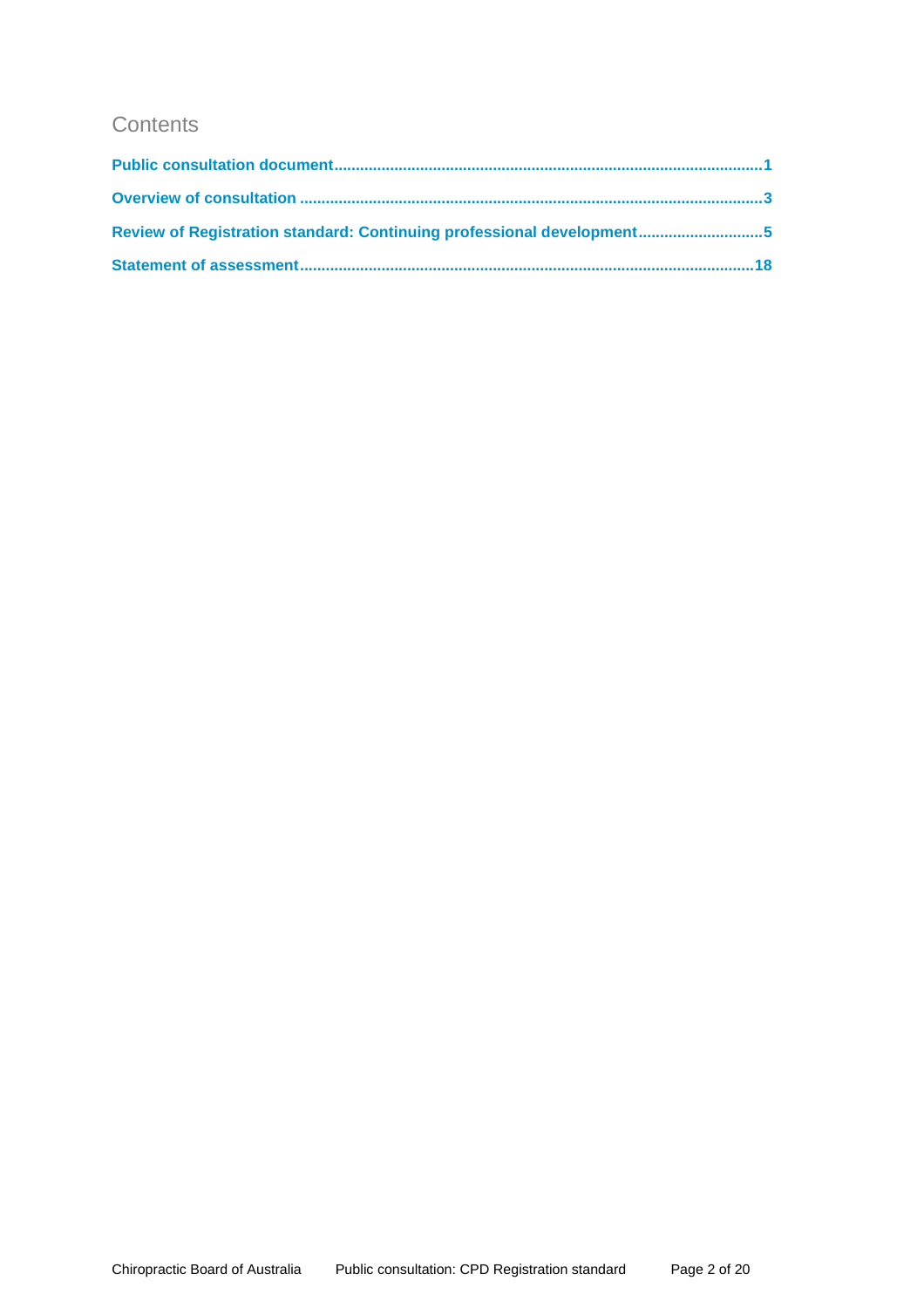## Contents

**Public consultation document** .................................................. 1

**Overview of consultation** .................................................. 3

**Review of Registration standard: Continuing professional development** .................................................. 5

**Statement of assessment** .................................................. 18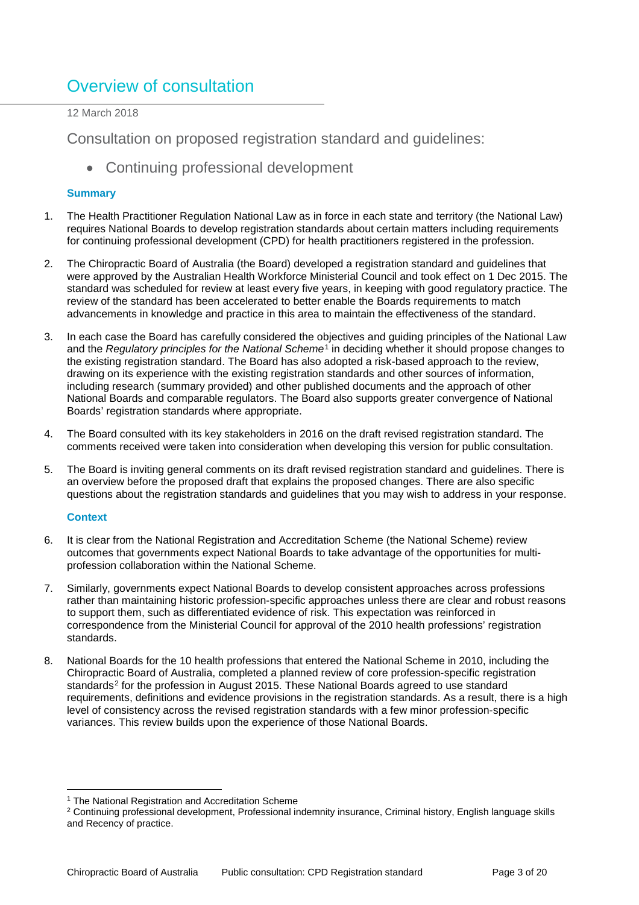# Overview of consultation

12 March 2018

## Consultation on proposed registration standard and guidelines:

- Continuing professional development

### Summary

1. The Health Practitioner Regulation National Law as in force in each state and territory (the National Law) requires National Boards to develop registration standards about certain matters including requirements for continuing professional development (CPD) for health practitioners registered in the profession.

2. The Chiropractic Board of Australia (the Board) developed a registration standard and guidelines that were approved by the Australian Health Workforce Ministerial Council and took effect on 1 Dec 2015. The standard was scheduled for review at least every five years, in keeping with good regulatory practice. The review of the standard has been accelerated to better enable the Boards requirements to match advancements in knowledge and practice in this area to maintain the effectiveness of the standard.

3. In each case the Board has carefully considered the objectives and guiding principles of the National Law and the *Regulatory principles for the National Scheme*[1] in deciding whether it should propose changes to the existing registration standard. The Board has also adopted a risk-based approach to the review, drawing on its experience with the existing registration standards and other sources of information, including research (summary provided) and other published documents and the approach of other National Boards and comparable regulators. The Board also supports greater convergence of National Boards' registration standards where appropriate.

4. The Board consulted with its key stakeholders in 2016 on the draft revised registration standard. The comments received were taken into consideration when developing this version for public consultation.

5. The Board is inviting general comments on its draft revised registration standard and guidelines. There is an overview before the proposed draft that explains the proposed changes. There are also specific questions about the registration standards and guidelines that you may wish to address in your response.

### Context

6. It is clear from the National Registration and Accreditation Scheme (the National Scheme) review outcomes that governments expect National Boards to take advantage of the opportunities for multi-profession collaboration within the National Scheme.

7. Similarly, governments expect National Boards to develop consistent approaches across professions rather than maintaining historic profession-specific approaches unless there are clear and robust reasons to support them, such as differentiated evidence of risk. This expectation was reinforced in correspondence from the Ministerial Council for approval of the 2010 health professions' registration standards.

8. National Boards for the 10 health professions that entered the National Scheme in 2010, including the Chiropractic Board of Australia, completed a planned review of core profession-specific registration standards[2] for the profession in August 2015. These National Boards agreed to use standard requirements, definitions and evidence provisions in the registration standards. As a result, there is a high level of consistency across the revised registration standards with a few minor profession-specific variances. This review builds upon the experience of those National Boards.

---

[1] The National Registration and Accreditation Scheme

[2] Continuing professional development, Professional indemnity insurance, Criminal history, English language skills and Recency of practice.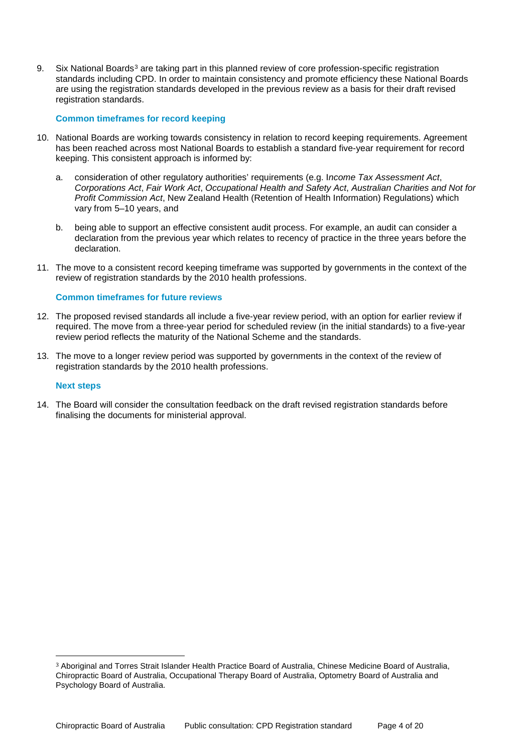9. Six National Boards[3] are taking part in this planned review of core profession-specific registration standards including CPD. In order to maintain consistency and promote efficiency these National Boards are using the registration standards developed in the previous review as a basis for their draft revised registration standards.

### Common timeframes for record keeping

10. National Boards are working towards consistency in relation to record keeping requirements. Agreement has been reached across most National Boards to establish a standard five-year requirement for record keeping. This consistent approach is informed by:

    a. consideration of other regulatory authorities' requirements (e.g. I*ncome Tax Assessment Act*, *Corporations Act*, *Fair Work Act*, *Occupational Health and Safety Act*, *Australian Charities and Not for Profit Commission Act*, New Zealand Health (Retention of Health Information) Regulations) which vary from 5–10 years, and

    b. being able to support an effective consistent audit process. For example, an audit can consider a declaration from the previous year which relates to recency of practice in the three years before the declaration.

11. The move to a consistent record keeping timeframe was supported by governments in the context of the review of registration standards by the 2010 health professions.

### Common timeframes for future reviews

12. The proposed revised standards all include a five-year review period, with an option for earlier review if required. The move from a three-year period for scheduled review (in the initial standards) to a five-year review period reflects the maturity of the National Scheme and the standards.

13. The move to a longer review period was supported by governments in the context of the review of registration standards by the 2010 health professions.

### Next steps

14. The Board will consider the consultation feedback on the draft revised registration standards before finalising the documents for ministerial approval.

---

[3] Aboriginal and Torres Strait Islander Health Practice Board of Australia, Chinese Medicine Board of Australia, Chiropractic Board of Australia, Occupational Therapy Board of Australia, Optometry Board of Australia and Psychology Board of Australia.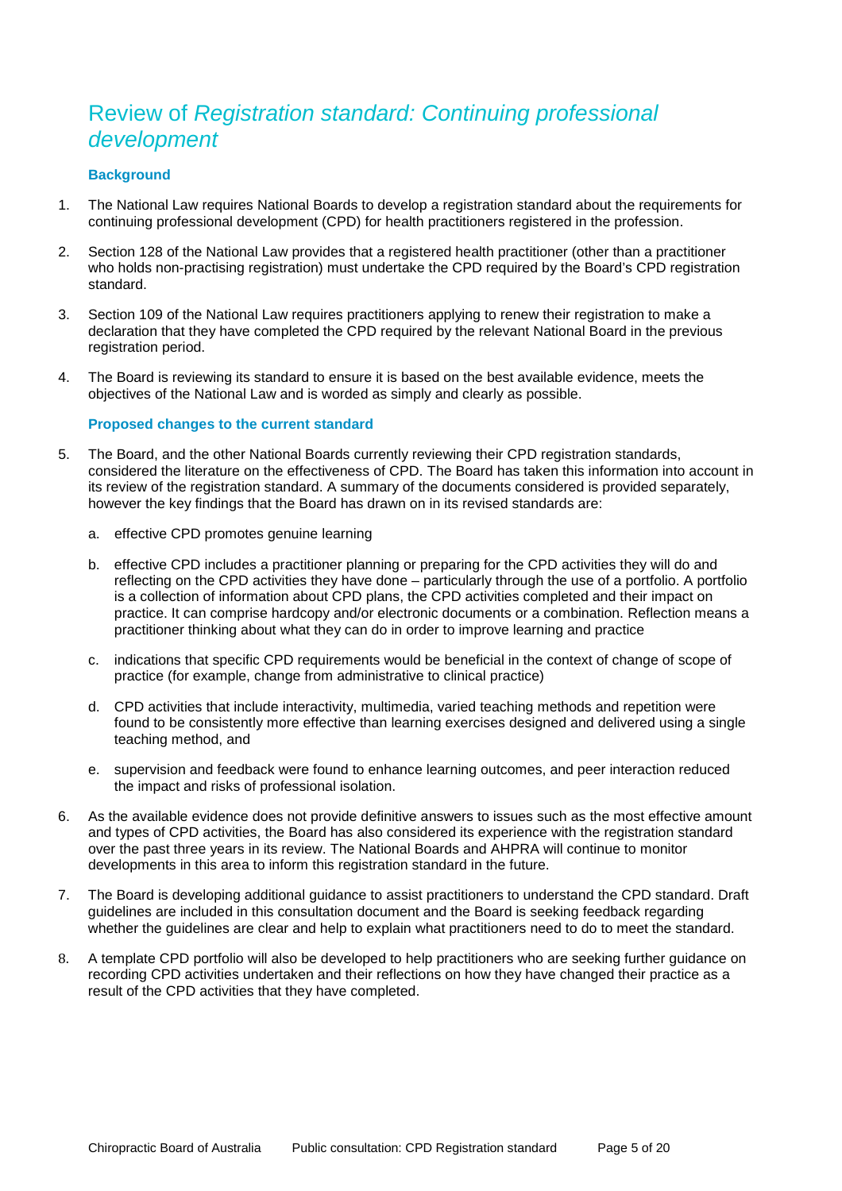# Review of *Registration standard: Continuing professional development*

### Background

1. The National Law requires National Boards to develop a registration standard about the requirements for continuing professional development (CPD) for health practitioners registered in the profession.
2. Section 128 of the National Law provides that a registered health practitioner (other than a practitioner who holds non-practising registration) must undertake the CPD required by the Board's CPD registration standard.
3. Section 109 of the National Law requires practitioners applying to renew their registration to make a declaration that they have completed the CPD required by the relevant National Board in the previous registration period.
4. The Board is reviewing its standard to ensure it is based on the best available evidence, meets the objectives of the National Law and is worded as simply and clearly as possible.

### Proposed changes to the current standard

5. The Board, and the other National Boards currently reviewing their CPD registration standards, considered the literature on the effectiveness of CPD. The Board has taken this information into account in its review of the registration standard. A summary of the documents considered is provided separately, however the key findings that the Board has drawn on in its revised standards are:
   a. effective CPD promotes genuine learning
   b. effective CPD includes a practitioner planning or preparing for the CPD activities they will do and reflecting on the CPD activities they have done – particularly through the use of a portfolio. A portfolio is a collection of information about CPD plans, the CPD activities completed and their impact on practice. It can comprise hardcopy and/or electronic documents or a combination. Reflection means a practitioner thinking about what they can do in order to improve learning and practice
   c. indications that specific CPD requirements would be beneficial in the context of change of scope of practice (for example, change from administrative to clinical practice)
   d. CPD activities that include interactivity, multimedia, varied teaching methods and repetition were found to be consistently more effective than learning exercises designed and delivered using a single teaching method, and
   e. supervision and feedback were found to enhance learning outcomes, and peer interaction reduced the impact and risks of professional isolation.
6. As the available evidence does not provide definitive answers to issues such as the most effective amount and types of CPD activities, the Board has also considered its experience with the registration standard over the past three years in its review. The National Boards and AHPRA will continue to monitor developments in this area to inform this registration standard in the future.
7. The Board is developing additional guidance to assist practitioners to understand the CPD standard. Draft guidelines are included in this consultation document and the Board is seeking feedback regarding whether the guidelines are clear and help to explain what practitioners need to do to meet the standard.
8. A template CPD portfolio will also be developed to help practitioners who are seeking further guidance on recording CPD activities undertaken and their reflections on how they have changed their practice as a result of the CPD activities that they have completed.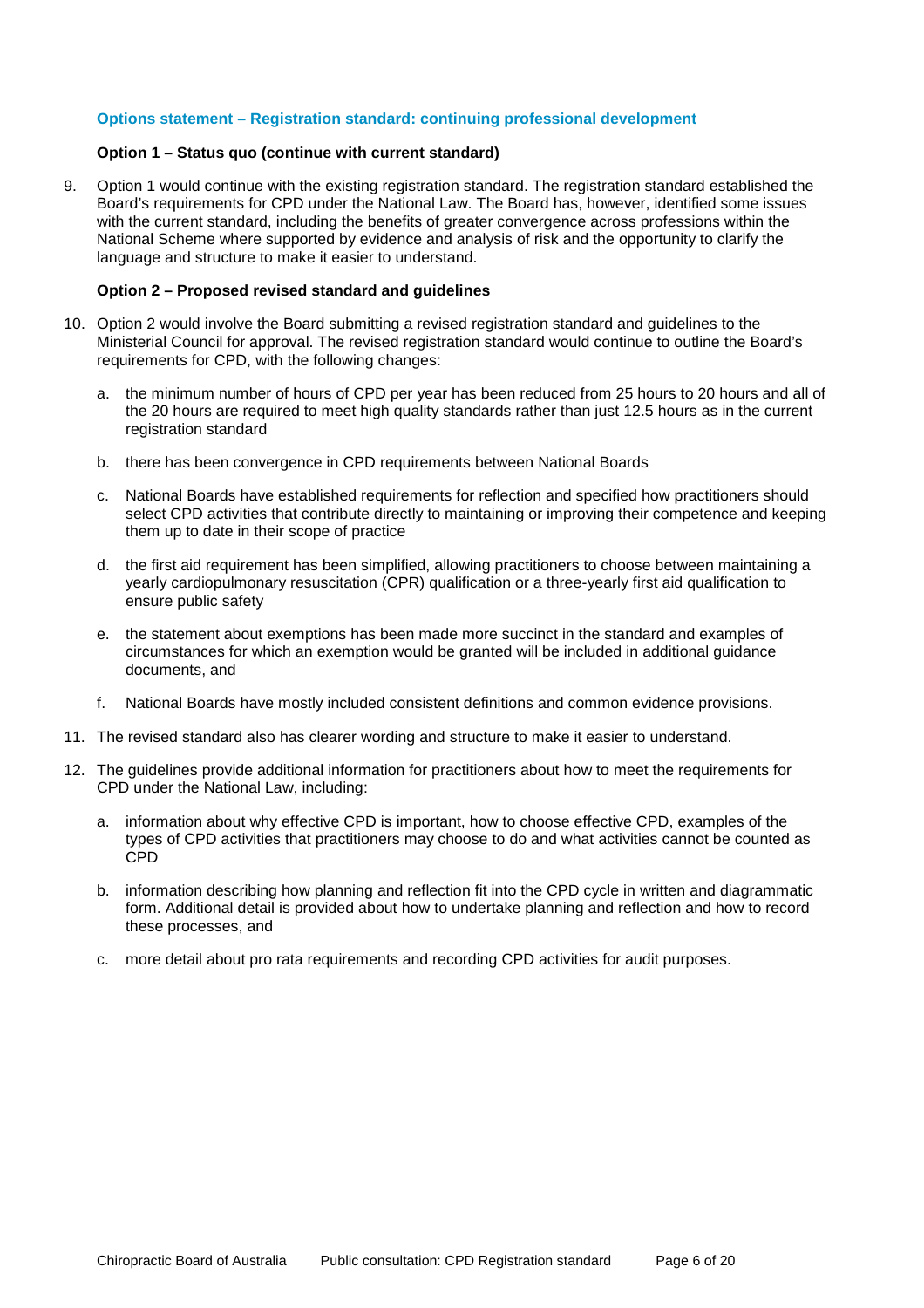### Options statement – Registration standard: continuing professional development

**Option 1 – Status quo (continue with current standard)**

9. Option 1 would continue with the existing registration standard. The registration standard established the Board's requirements for CPD under the National Law. The Board has, however, identified some issues with the current standard, including the benefits of greater convergence across professions within the National Scheme where supported by evidence and analysis of risk and the opportunity to clarify the language and structure to make it easier to understand.

**Option 2 – Proposed revised standard and guidelines**

10. Option 2 would involve the Board submitting a revised registration standard and guidelines to the Ministerial Council for approval. The revised registration standard would continue to outline the Board's requirements for CPD, with the following changes:

    a. the minimum number of hours of CPD per year has been reduced from 25 hours to 20 hours and all of the 20 hours are required to meet high quality standards rather than just 12.5 hours as in the current registration standard

    b. there has been convergence in CPD requirements between National Boards

    c. National Boards have established requirements for reflection and specified how practitioners should select CPD activities that contribute directly to maintaining or improving their competence and keeping them up to date in their scope of practice

    d. the first aid requirement has been simplified, allowing practitioners to choose between maintaining a yearly cardiopulmonary resuscitation (CPR) qualification or a three-yearly first aid qualification to ensure public safety

    e. the statement about exemptions has been made more succinct in the standard and examples of circumstances for which an exemption would be granted will be included in additional guidance documents, and

    f. National Boards have mostly included consistent definitions and common evidence provisions.

11. The revised standard also has clearer wording and structure to make it easier to understand.

12. The guidelines provide additional information for practitioners about how to meet the requirements for CPD under the National Law, including:

    a. information about why effective CPD is important, how to choose effective CPD, examples of the types of CPD activities that practitioners may choose to do and what activities cannot be counted as CPD

    b. information describing how planning and reflection fit into the CPD cycle in written and diagrammatic form. Additional detail is provided about how to undertake planning and reflection and how to record these processes, and

    c. more detail about pro rata requirements and recording CPD activities for audit purposes.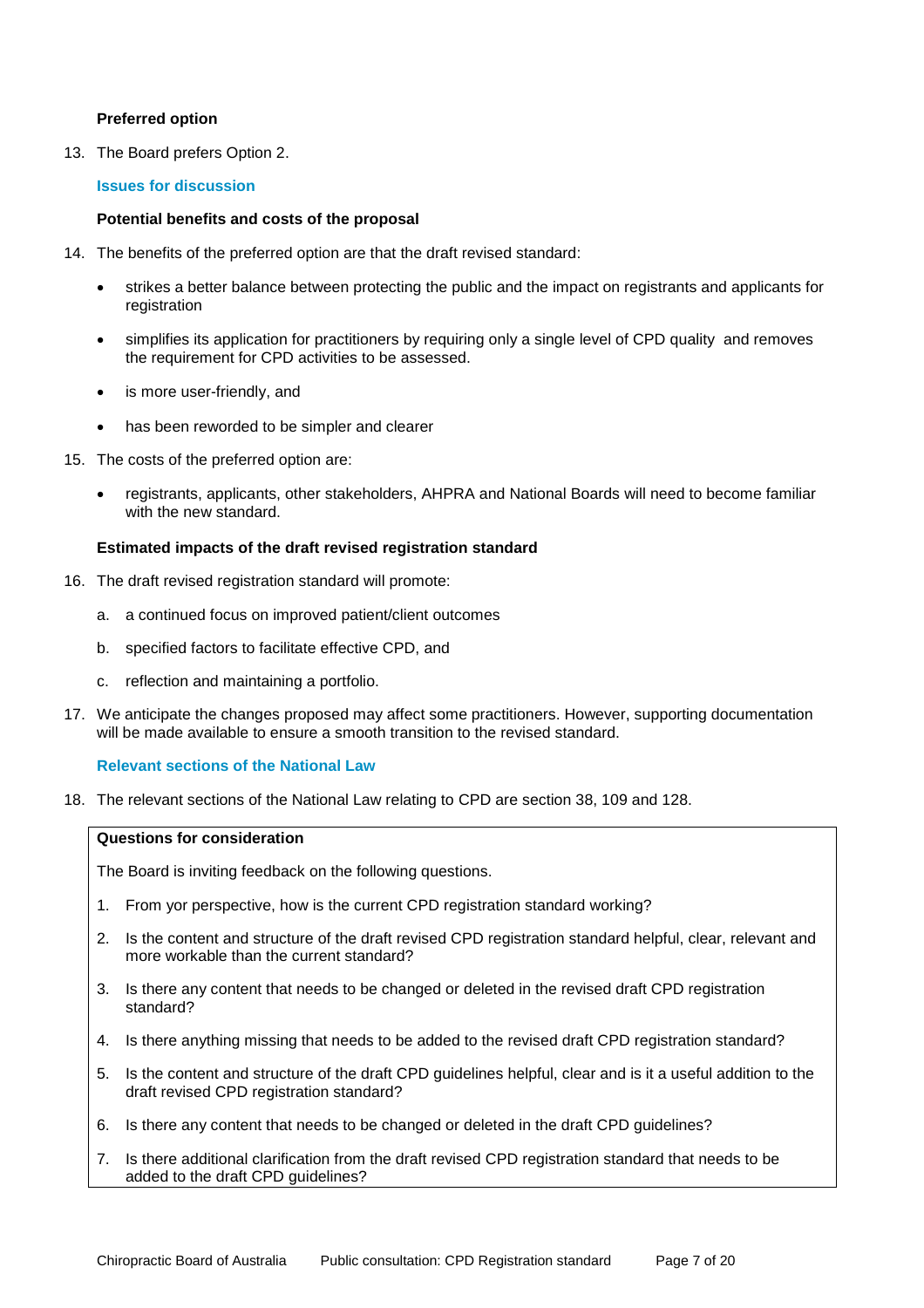**Preferred option**

13. The Board prefers Option 2.

### Issues for discussion

**Potential benefits and costs of the proposal**

14. The benefits of the preferred option are that the draft revised standard:

    - strikes a better balance between protecting the public and the impact on registrants and applicants for registration
    - simplifies its application for practitioners by requiring only a single level of CPD quality and removes the requirement for CPD activities to be assessed.
    - is more user-friendly, and
    - has been reworded to be simpler and clearer

15. The costs of the preferred option are:

    - registrants, applicants, other stakeholders, AHPRA and National Boards will need to become familiar with the new standard.

**Estimated impacts of the draft revised registration standard**

16. The draft revised registration standard will promote:

    a. a continued focus on improved patient/client outcomes

    b. specified factors to facilitate effective CPD, and

    c. reflection and maintaining a portfolio.

17. We anticipate the changes proposed may affect some practitioners. However, supporting documentation will be made available to ensure a smooth transition to the revised standard.

### Relevant sections of the National Law

18. The relevant sections of the National Law relating to CPD are section 38, 109 and 128.

---

**Questions for consideration**

The Board is inviting feedback on the following questions.

1. From yor perspective, how is the current CPD registration standard working?
2. Is the content and structure of the draft revised CPD registration standard helpful, clear, relevant and more workable than the current standard?
3. Is there any content that needs to be changed or deleted in the revised draft CPD registration standard?
4. Is there anything missing that needs to be added to the revised draft CPD registration standard?
5. Is the content and structure of the draft CPD guidelines helpful, clear and is it a useful addition to the draft revised CPD registration standard?
6. Is there any content that needs to be changed or deleted in the draft CPD guidelines?
7. Is there additional clarification from the draft revised CPD registration standard that needs to be added to the draft CPD guidelines?

---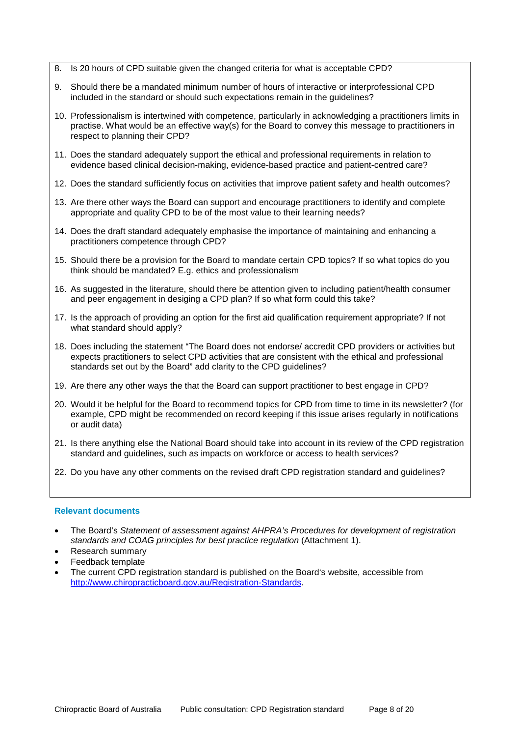8. Is 20 hours of CPD suitable given the changed criteria for what is acceptable CPD?
9. Should there be a mandated minimum number of hours of interactive or interprofessional CPD included in the standard or should such expectations remain in the guidelines?
10. Professionalism is intertwined with competence, particularly in acknowledging a practitioners limits in practise. What would be an effective way(s) for the Board to convey this message to practitioners in respect to planning their CPD?
11. Does the standard adequately support the ethical and professional requirements in relation to evidence based clinical decision-making, evidence-based practice and patient-centred care?
12. Does the standard sufficiently focus on activities that improve patient safety and health outcomes?
13. Are there other ways the Board can support and encourage practitioners to identify and complete appropriate and quality CPD to be of the most value to their learning needs?
14. Does the draft standard adequately emphasise the importance of maintaining and enhancing a practitioners competence through CPD?
15. Should there be a provision for the Board to mandate certain CPD topics? If so what topics do you think should be mandated? E.g. ethics and professionalism
16. As suggested in the literature, should there be attention given to including patient/health consumer and peer engagement in desiging a CPD plan? If so what form could this take?
17. Is the approach of providing an option for the first aid qualification requirement appropriate? If not what standard should apply?
18. Does including the statement "The Board does not endorse/ accredit CPD providers or activities but expects practitioners to select CPD activities that are consistent with the ethical and professional standards set out by the Board" add clarity to the CPD guidelines?
19. Are there any other ways the that the Board can support practitioner to best engage in CPD?
20. Would it be helpful for the Board to recommend topics for CPD from time to time in its newsletter? (for example, CPD might be recommended on record keeping if this issue arises regularly in notifications or audit data)
21. Is there anything else the National Board should take into account in its review of the CPD registration standard and guidelines, such as impacts on workforce or access to health services?
22. Do you have any other comments on the revised draft CPD registration standard and guidelines?

**Relevant documents**

- The Board's *Statement of assessment against AHPRA's Procedures for development of registration standards and COAG principles for best practice regulation* (Attachment 1).
- Research summary
- Feedback template
- The current CPD registration standard is published on the Board's website, accessible from http://www.chiropracticboard.gov.au/Registration-Standards.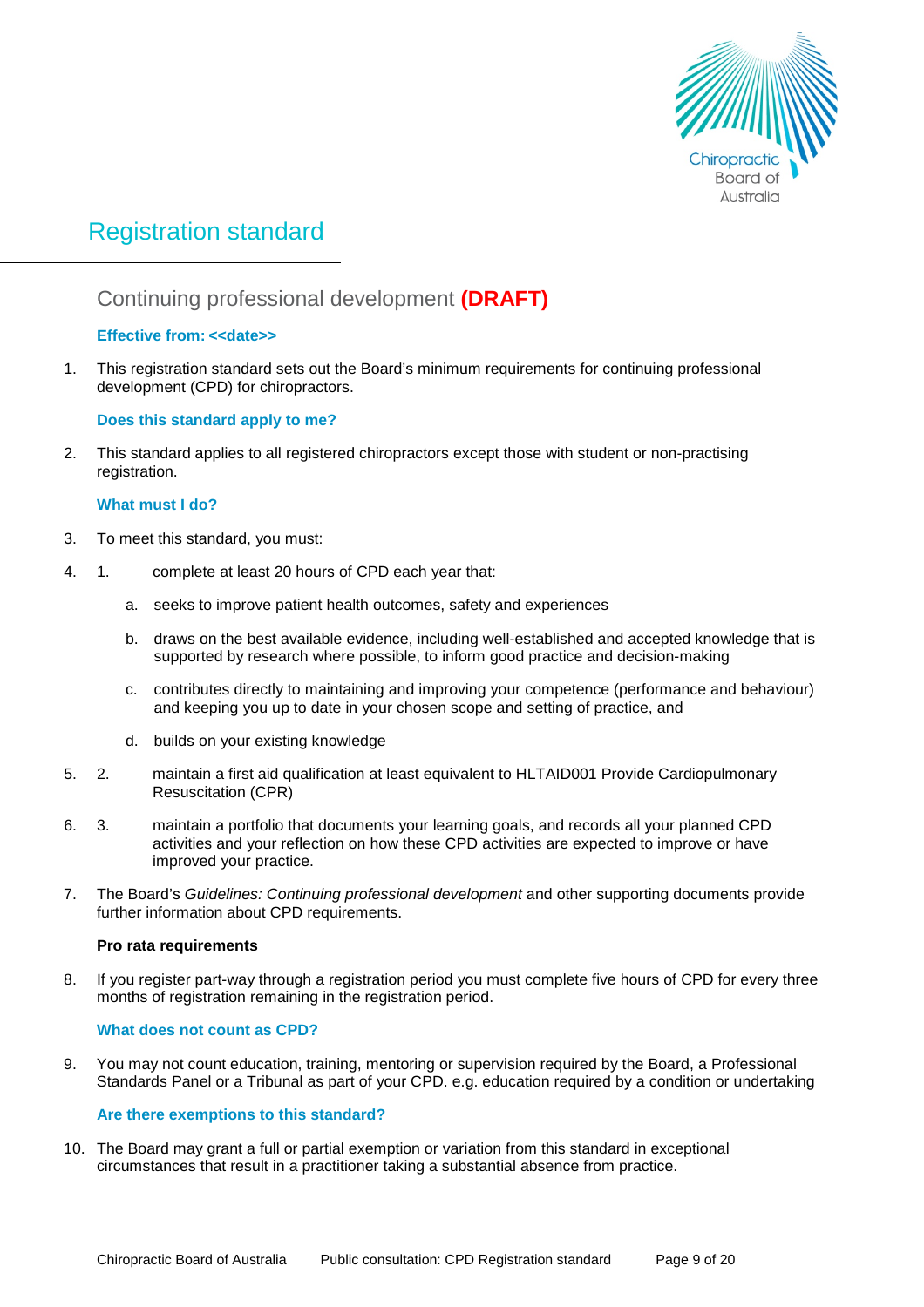# Registration standard

## Continuing professional development **(DRAFT)**

### Effective from: <<date>>

1. This registration standard sets out the Board's minimum requirements for continuing professional development (CPD) for chiropractors.

### Does this standard apply to me?

2. This standard applies to all registered chiropractors except those with student or non-practising registration.

### What must I do?

3. To meet this standard, you must:

4. 1. complete at least 20 hours of CPD each year that:

    a. seeks to improve patient health outcomes, safety and experiences

    b. draws on the best available evidence, including well-established and accepted knowledge that is supported by research where possible, to inform good practice and decision-making

    c. contributes directly to maintaining and improving your competence (performance and behaviour) and keeping you up to date in your chosen scope and setting of practice, and

    d. builds on your existing knowledge

5. 2. maintain a first aid qualification at least equivalent to HLTAID001 Provide Cardiopulmonary Resuscitation (CPR)

6. 3. maintain a portfolio that documents your learning goals, and records all your planned CPD activities and your reflection on how these CPD activities are expected to improve or have improved your practice.

7. The Board's *Guidelines: Continuing professional development* and other supporting documents provide further information about CPD requirements.

**Pro rata requirements**

8. If you register part-way through a registration period you must complete five hours of CPD for every three months of registration remaining in the registration period.

### What does not count as CPD?

9. You may not count education, training, mentoring or supervision required by the Board, a Professional Standards Panel or a Tribunal as part of your CPD. e.g. education required by a condition or undertaking

### Are there exemptions to this standard?

10. The Board may grant a full or partial exemption or variation from this standard in exceptional circumstances that result in a practitioner taking a substantial absence from practice.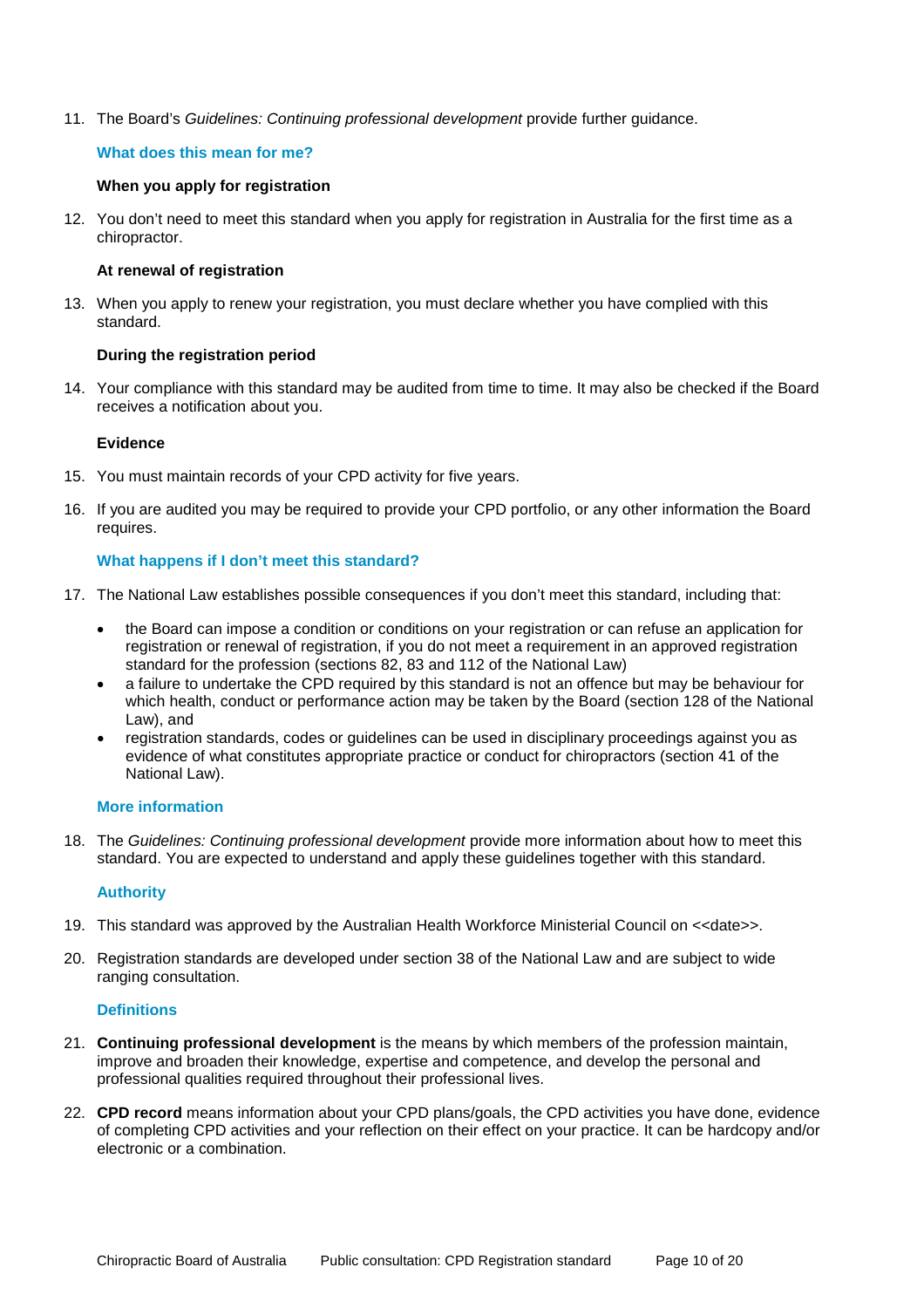11. The Board's *Guidelines: Continuing professional development* provide further guidance.

## What does this mean for me?

### When you apply for registration

12. You don't need to meet this standard when you apply for registration in Australia for the first time as a chiropractor.

### At renewal of registration

13. When you apply to renew your registration, you must declare whether you have complied with this standard.

### During the registration period

14. Your compliance with this standard may be audited from time to time. It may also be checked if the Board receives a notification about you.

### Evidence

15. You must maintain records of your CPD activity for five years.
16. If you are audited you may be required to provide your CPD portfolio, or any other information the Board requires.

## What happens if I don't meet this standard?

17. The National Law establishes possible consequences if you don't meet this standard, including that:
    - the Board can impose a condition or conditions on your registration or can refuse an application for registration or renewal of registration, if you do not meet a requirement in an approved registration standard for the profession (sections 82, 83 and 112 of the National Law)
    - a failure to undertake the CPD required by this standard is not an offence but may be behaviour for which health, conduct or performance action may be taken by the Board (section 128 of the National Law), and
    - registration standards, codes or guidelines can be used in disciplinary proceedings against you as evidence of what constitutes appropriate practice or conduct for chiropractors (section 41 of the National Law).

## More information

18. The *Guidelines: Continuing professional development* provide more information about how to meet this standard. You are expected to understand and apply these guidelines together with this standard.

## Authority

19. This standard was approved by the Australian Health Workforce Ministerial Council on <<date>>.
20. Registration standards are developed under section 38 of the National Law and are subject to wide ranging consultation.

## Definitions

21. **Continuing professional development** is the means by which members of the profession maintain, improve and broaden their knowledge, expertise and competence, and develop the personal and professional qualities required throughout their professional lives.
22. **CPD record** means information about your CPD plans/goals, the CPD activities you have done, evidence of completing CPD activities and your reflection on their effect on your practice. It can be hardcopy and/or electronic or a combination.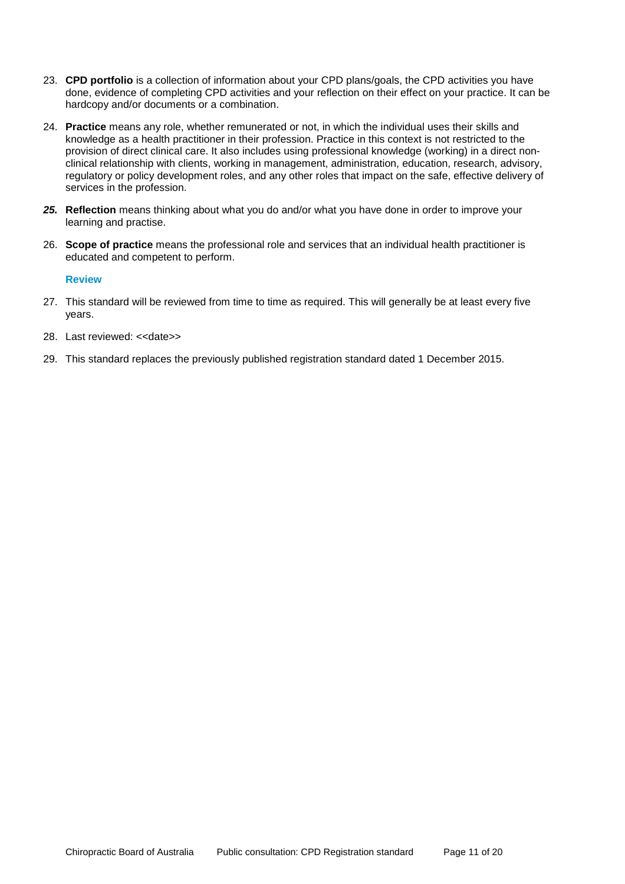23. **CPD portfolio** is a collection of information about your CPD plans/goals, the CPD activities you have done, evidence of completing CPD activities and your reflection on their effect on your practice. It can be hardcopy and/or documents or a combination.

24. **Practice** means any role, whether remunerated or not, in which the individual uses their skills and knowledge as a health practitioner in their profession. Practice in this context is not restricted to the provision of direct clinical care. It also includes using professional knowledge (working) in a direct non-clinical relationship with clients, working in management, administration, education, research, advisory, regulatory or policy development roles, and any other roles that impact on the safe, effective delivery of services in the profession.

25. **Reflection** means thinking about what you do and/or what you have done in order to improve your learning and practise.

26. **Scope of practice** means the professional role and services that an individual health practitioner is educated and competent to perform.

### Review

27. This standard will be reviewed from time to time as required. This will generally be at least every five years.

28. Last reviewed: <<date>>

29. This standard replaces the previously published registration standard dated 1 December 2015.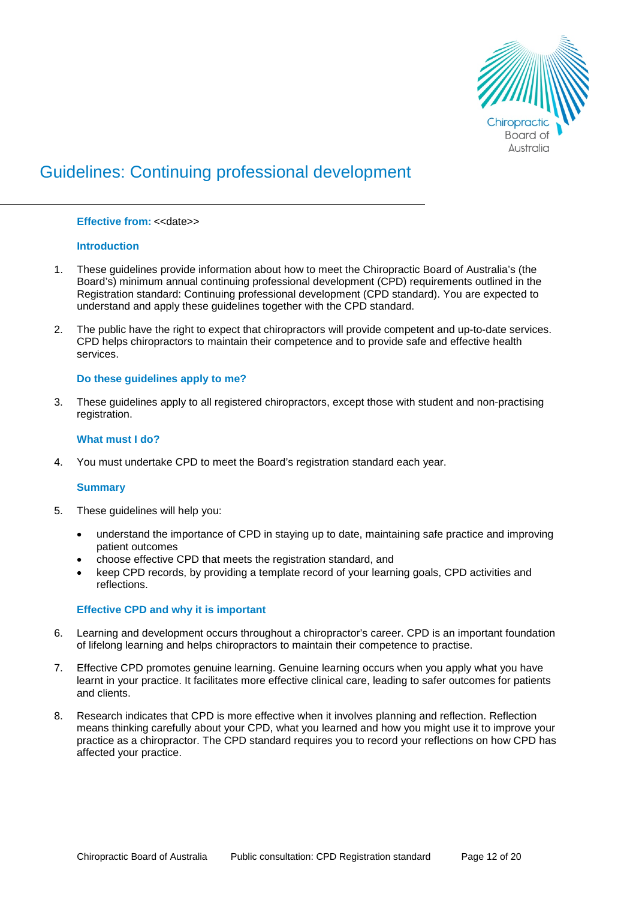# Guidelines: Continuing professional development

**Effective from:** <<date>>

## Introduction

1. These guidelines provide information about how to meet the Chiropractic Board of Australia's (the Board's) minimum annual continuing professional development (CPD) requirements outlined in the Registration standard: Continuing professional development (CPD standard). You are expected to understand and apply these guidelines together with the CPD standard.

2. The public have the right to expect that chiropractors will provide competent and up-to-date services. CPD helps chiropractors to maintain their competence and to provide safe and effective health services.

## Do these guidelines apply to me?

3. These guidelines apply to all registered chiropractors, except those with student and non-practising registration.

## What must I do?

4. You must undertake CPD to meet the Board's registration standard each year.

## Summary

5. These guidelines will help you:

   - understand the importance of CPD in staying up to date, maintaining safe practice and improving patient outcomes
   - choose effective CPD that meets the registration standard, and
   - keep CPD records, by providing a template record of your learning goals, CPD activities and reflections.

## Effective CPD and why it is important

6. Learning and development occurs throughout a chiropractor's career. CPD is an important foundation of lifelong learning and helps chiropractors to maintain their competence to practise.

7. Effective CPD promotes genuine learning. Genuine learning occurs when you apply what you have learnt in your practice. It facilitates more effective clinical care, leading to safer outcomes for patients and clients.

8. Research indicates that CPD is more effective when it involves planning and reflection. Reflection means thinking carefully about your CPD, what you learned and how you might use it to improve your practice as a chiropractor. The CPD standard requires you to record your reflections on how CPD has affected your practice.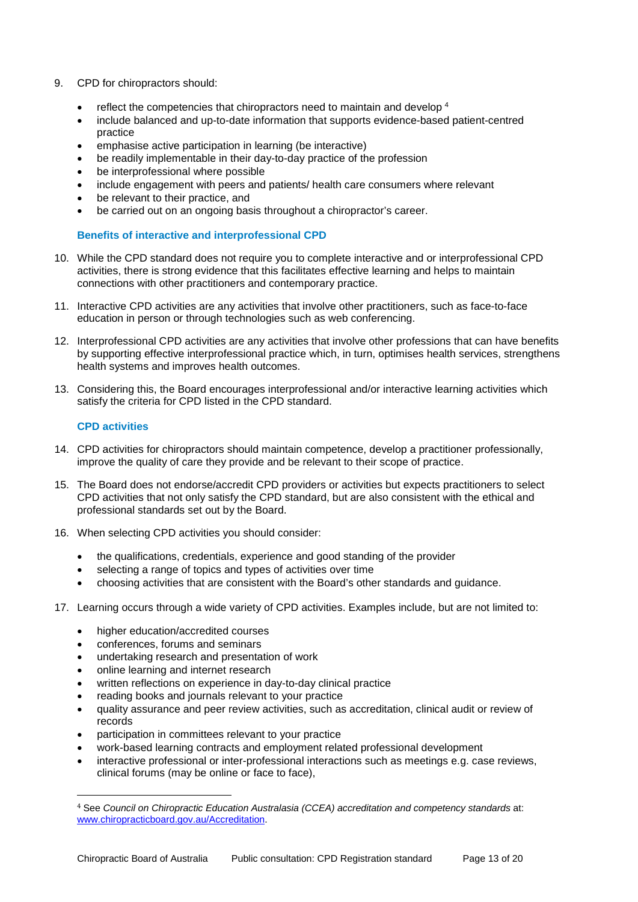9. CPD for chiropractors should:

   - reflect the competencies that chiropractors need to maintain and develop [4]
   - include balanced and up-to-date information that supports evidence-based patient-centred practice
   - emphasise active participation in learning (be interactive)
   - be readily implementable in their day-to-day practice of the profession
   - be interprofessional where possible
   - include engagement with peers and patients/ health care consumers where relevant
   - be relevant to their practice, and
   - be carried out on an ongoing basis throughout a chiropractor's career.

### Benefits of interactive and interprofessional CPD

10. While the CPD standard does not require you to complete interactive and or interprofessional CPD activities, there is strong evidence that this facilitates effective learning and helps to maintain connections with other practitioners and contemporary practice.

11. Interactive CPD activities are any activities that involve other practitioners, such as face-to-face education in person or through technologies such as web conferencing.

12. Interprofessional CPD activities are any activities that involve other professions that can have benefits by supporting effective interprofessional practice which, in turn, optimises health services, strengthens health systems and improves health outcomes.

13. Considering this, the Board encourages interprofessional and/or interactive learning activities which satisfy the criteria for CPD listed in the CPD standard.

### CPD activities

14. CPD activities for chiropractors should maintain competence, develop a practitioner professionally, improve the quality of care they provide and be relevant to their scope of practice.

15. The Board does not endorse/accredit CPD providers or activities but expects practitioners to select CPD activities that not only satisfy the CPD standard, but are also consistent with the ethical and professional standards set out by the Board.

16. When selecting CPD activities you should consider:

   - the qualifications, credentials, experience and good standing of the provider
   - selecting a range of topics and types of activities over time
   - choosing activities that are consistent with the Board's other standards and guidance.

17. Learning occurs through a wide variety of CPD activities. Examples include, but are not limited to:

   - higher education/accredited courses
   - conferences, forums and seminars
   - undertaking research and presentation of work
   - online learning and internet research
   - written reflections on experience in day-to-day clinical practice
   - reading books and journals relevant to your practice
   - quality assurance and peer review activities, such as accreditation, clinical audit or review of records
   - participation in committees relevant to your practice
   - work-based learning contracts and employment related professional development
   - interactive professional or inter-professional interactions such as meetings e.g. case reviews, clinical forums (may be online or face to face),

---

[4] See *Council on Chiropractic Education Australasia (CCEA) accreditation and competency standards* at: [www.chiropracticboard.gov.au/Accreditation](www.chiropracticboard.gov.au/Accreditation).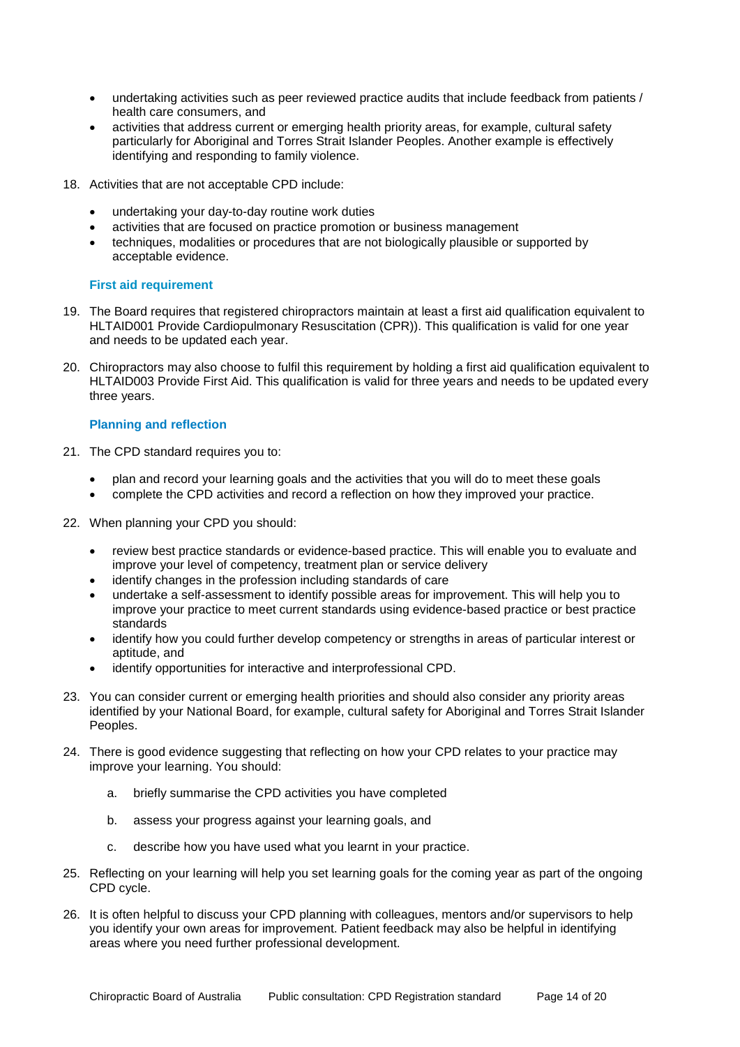- undertaking activities such as peer reviewed practice audits that include feedback from patients / health care consumers, and
- activities that address current or emerging health priority areas, for example, cultural safety particularly for Aboriginal and Torres Strait Islander Peoples. Another example is effectively identifying and responding to family violence.

18. Activities that are not acceptable CPD include:

    - undertaking your day-to-day routine work duties
    - activities that are focused on practice promotion or business management
    - techniques, modalities or procedures that are not biologically plausible or supported by acceptable evidence.

### First aid requirement

19. The Board requires that registered chiropractors maintain at least a first aid qualification equivalent to HLTAID001 Provide Cardiopulmonary Resuscitation (CPR)). This qualification is valid for one year and needs to be updated each year.

20. Chiropractors may also choose to fulfil this requirement by holding a first aid qualification equivalent to HLTAID003 Provide First Aid. This qualification is valid for three years and needs to be updated every three years.

### Planning and reflection

21. The CPD standard requires you to:

    - plan and record your learning goals and the activities that you will do to meet these goals
    - complete the CPD activities and record a reflection on how they improved your practice.

22. When planning your CPD you should:

    - review best practice standards or evidence-based practice. This will enable you to evaluate and improve your level of competency, treatment plan or service delivery
    - identify changes in the profession including standards of care
    - undertake a self-assessment to identify possible areas for improvement. This will help you to improve your practice to meet current standards using evidence-based practice or best practice standards
    - identify how you could further develop competency or strengths in areas of particular interest or aptitude, and
    - identify opportunities for interactive and interprofessional CPD.

23. You can consider current or emerging health priorities and should also consider any priority areas identified by your National Board, for example, cultural safety for Aboriginal and Torres Strait Islander Peoples.

24. There is good evidence suggesting that reflecting on how your CPD relates to your practice may improve your learning. You should:

    a. briefly summarise the CPD activities you have completed

    b. assess your progress against your learning goals, and

    c. describe how you have used what you learnt in your practice.

25. Reflecting on your learning will help you set learning goals for the coming year as part of the ongoing CPD cycle.

26. It is often helpful to discuss your CPD planning with colleagues, mentors and/or supervisors to help you identify your own areas for improvement. Patient feedback may also be helpful in identifying areas where you need further professional development.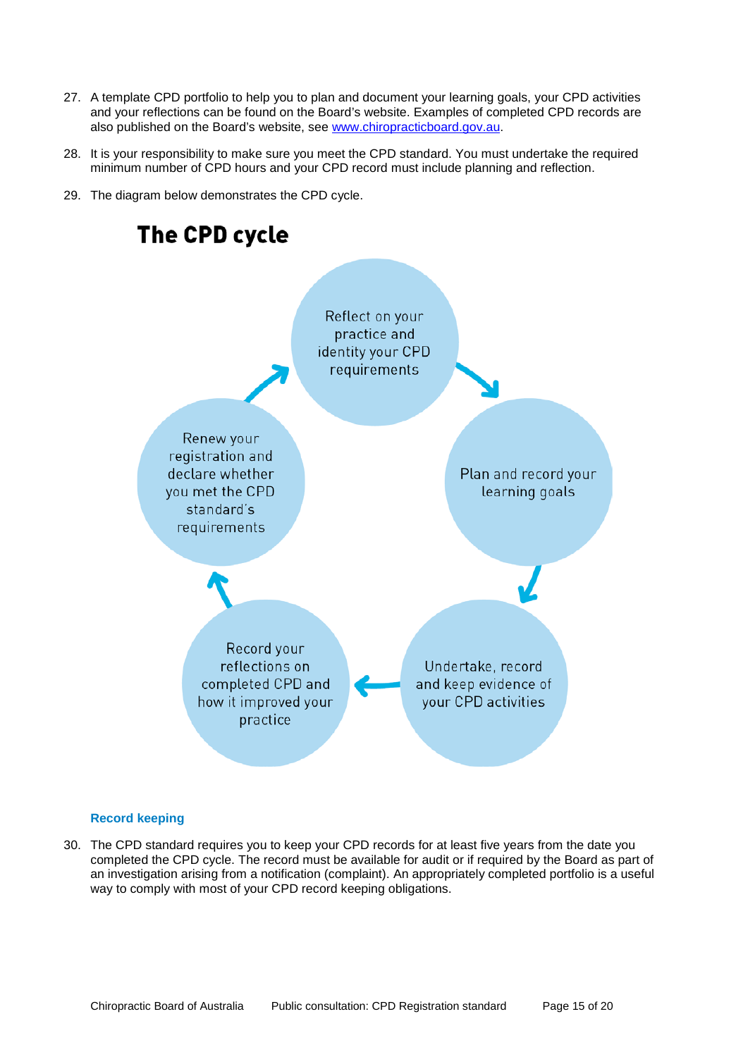27. A template CPD portfolio to help you to plan and document your learning goals, your CPD activities and your reflections can be found on the Board's website. Examples of completed CPD records are also published on the Board's website, see [www.chiropracticboard.gov.au](http://www.chiropracticboard.gov.au).

28. It is your responsibility to make sure you meet the CPD standard. You must undertake the required minimum number of CPD hours and your CPD record must include planning and reflection.

29. The diagram below demonstrates the CPD cycle.

## The CPD cycle

Reflect on your practice and identity your CPD requirements

Plan and record your learning goals

Undertake, record and keep evidence of your CPD activities

Record your reflections on completed CPD and how it improved your practice

Renew your registration and declare whether you met the CPD standard's requirements

### Record keeping

30. The CPD standard requires you to keep your CPD records for at least five years from the date you completed the CPD cycle. The record must be available for audit or if required by the Board as part of an investigation arising from a notification (complaint). An appropriately completed portfolio is a useful way to comply with most of your CPD record keeping obligations.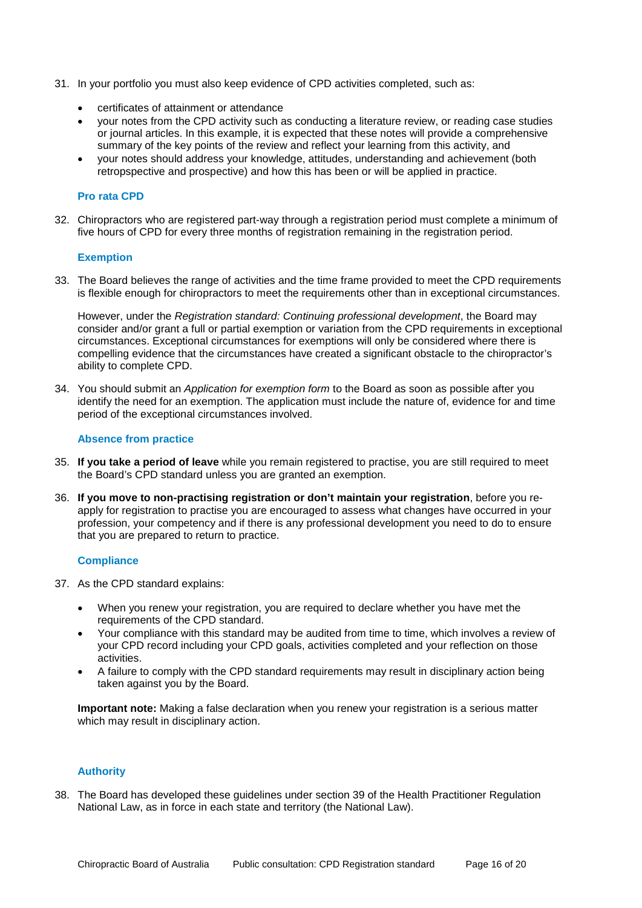31. In your portfolio you must also keep evidence of CPD activities completed, such as:

    - certificates of attainment or attendance
    - your notes from the CPD activity such as conducting a literature review, or reading case studies or journal articles. In this example, it is expected that these notes will provide a comprehensive summary of the key points of the review and reflect your learning from this activity, and
    - your notes should address your knowledge, attitudes, understanding and achievement (both retropspective and prospective) and how this has been or will be applied in practice.

### Pro rata CPD

32. Chiropractors who are registered part-way through a registration period must complete a minimum of five hours of CPD for every three months of registration remaining in the registration period.

### Exemption

33. The Board believes the range of activities and the time frame provided to meet the CPD requirements is flexible enough for chiropractors to meet the requirements other than in exceptional circumstances.

    However, under the *Registration standard: Continuing professional development*, the Board may consider and/or grant a full or partial exemption or variation from the CPD requirements in exceptional circumstances. Exceptional circumstances for exemptions will only be considered where there is compelling evidence that the circumstances have created a significant obstacle to the chiropractor's ability to complete CPD.

34. You should submit an *Application for exemption form* to the Board as soon as possible after you identify the need for an exemption. The application must include the nature of, evidence for and time period of the exceptional circumstances involved.

### Absence from practice

35. **If you take a period of leave** while you remain registered to practise, you are still required to meet the Board's CPD standard unless you are granted an exemption.

36. **If you move to non-practising registration or don't maintain your registration**, before you re-apply for registration to practise you are encouraged to assess what changes have occurred in your profession, your competency and if there is any professional development you need to do to ensure that you are prepared to return to practice.

### Compliance

37. As the CPD standard explains:

    - When you renew your registration, you are required to declare whether you have met the requirements of the CPD standard.
    - Your compliance with this standard may be audited from time to time, which involves a review of your CPD record including your CPD goals, activities completed and your reflection on those activities.
    - A failure to comply with the CPD standard requirements may result in disciplinary action being taken against you by the Board.

    **Important note:** Making a false declaration when you renew your registration is a serious matter which may result in disciplinary action.

### Authority

38. The Board has developed these guidelines under section 39 of the Health Practitioner Regulation National Law, as in force in each state and territory (the National Law).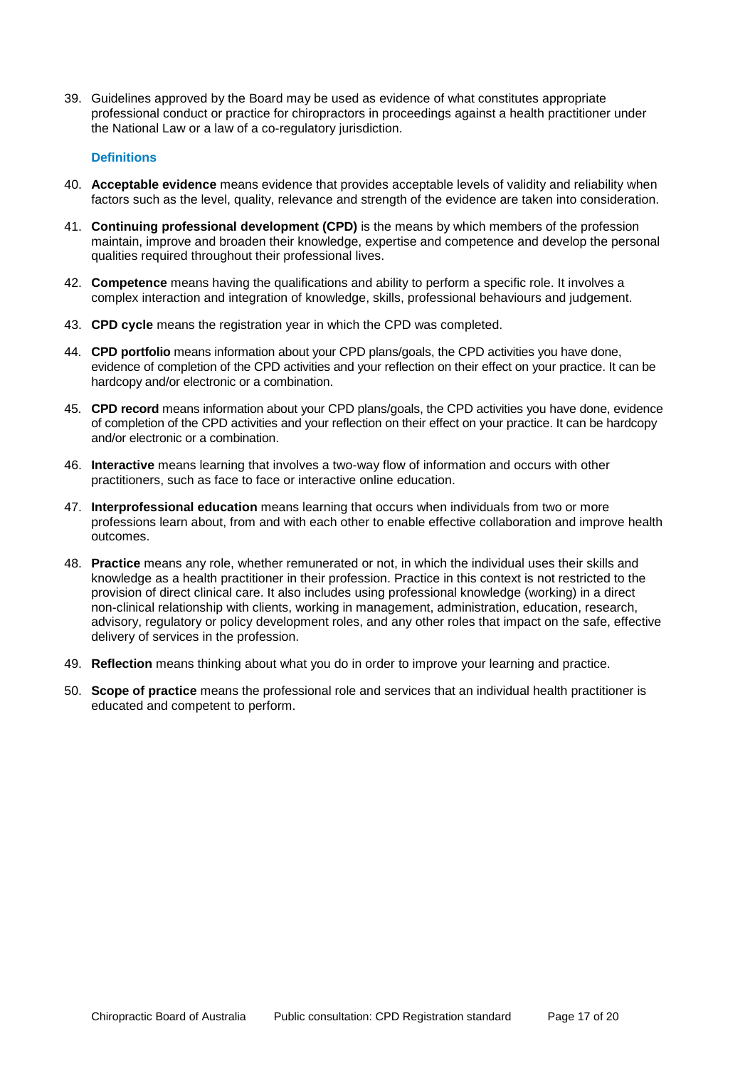39. Guidelines approved by the Board may be used as evidence of what constitutes appropriate professional conduct or practice for chiropractors in proceedings against a health practitioner under the National Law or a law of a co-regulatory jurisdiction.

### Definitions

40. **Acceptable evidence** means evidence that provides acceptable levels of validity and reliability when factors such as the level, quality, relevance and strength of the evidence are taken into consideration.
41. **Continuing professional development (CPD)** is the means by which members of the profession maintain, improve and broaden their knowledge, expertise and competence and develop the personal qualities required throughout their professional lives.
42. **Competence** means having the qualifications and ability to perform a specific role. It involves a complex interaction and integration of knowledge, skills, professional behaviours and judgement.
43. **CPD cycle** means the registration year in which the CPD was completed.
44. **CPD portfolio** means information about your CPD plans/goals, the CPD activities you have done, evidence of completion of the CPD activities and your reflection on their effect on your practice. It can be hardcopy and/or electronic or a combination.
45. **CPD record** means information about your CPD plans/goals, the CPD activities you have done, evidence of completion of the CPD activities and your reflection on their effect on your practice. It can be hardcopy and/or electronic or a combination.
46. **Interactive** means learning that involves a two-way flow of information and occurs with other practitioners, such as face to face or interactive online education.
47. **Interprofessional education** means learning that occurs when individuals from two or more professions learn about, from and with each other to enable effective collaboration and improve health outcomes.
48. **Practice** means any role, whether remunerated or not, in which the individual uses their skills and knowledge as a health practitioner in their profession. Practice in this context is not restricted to the provision of direct clinical care. It also includes using professional knowledge (working) in a direct non-clinical relationship with clients, working in management, administration, education, research, advisory, regulatory or policy development roles, and any other roles that impact on the safe, effective delivery of services in the profession.
49. **Reflection** means thinking about what you do in order to improve your learning and practice.
50. **Scope of practice** means the professional role and services that an individual health practitioner is educated and competent to perform.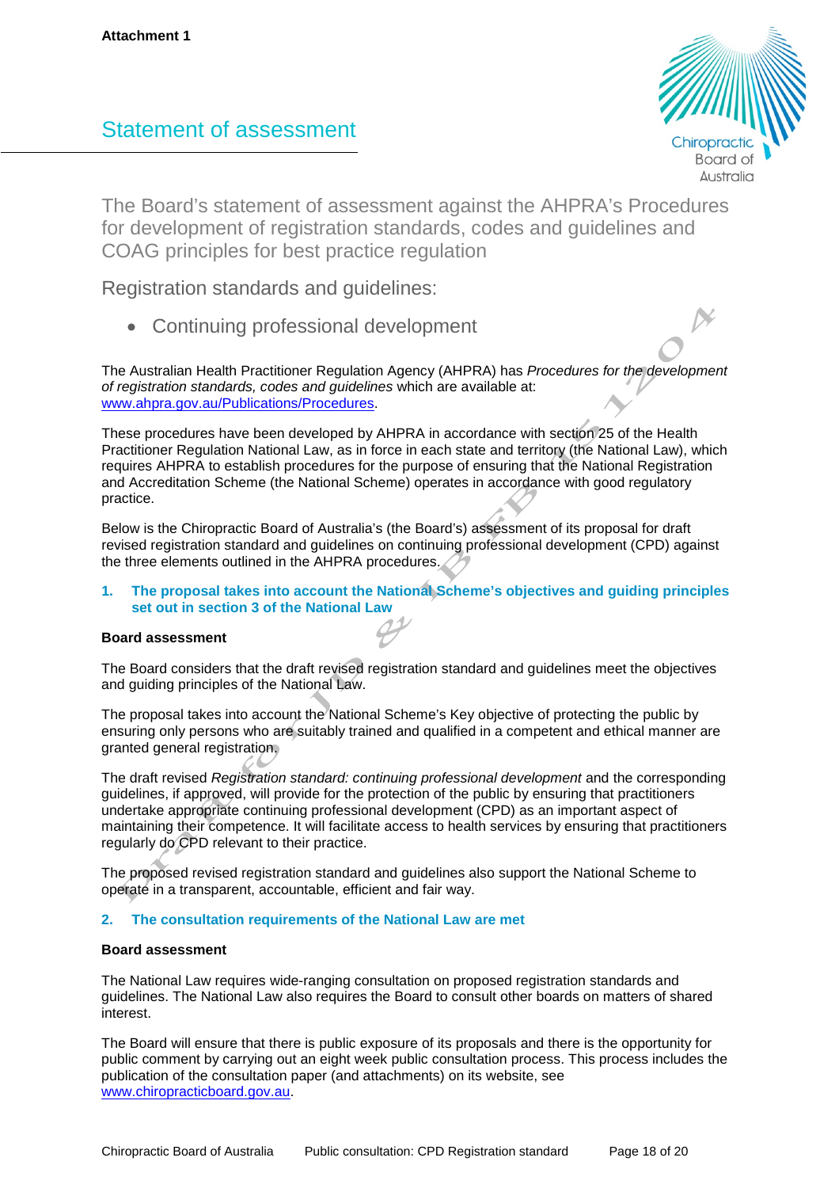**Attachment 1**

# Statement of assessment

## The Board's statement of assessment against the AHPRA's Procedures for development of registration standards, codes and guidelines and COAG principles for best practice regulation

### Registration standards and guidelines:

- Continuing professional development

The Australian Health Practitioner Regulation Agency (AHPRA) has *Procedures for the development of registration standards, codes and guidelines* which are available at: www.ahpra.gov.au/Publications/Procedures.

These procedures have been developed by AHPRA in accordance with section 25 of the Health Practitioner Regulation National Law, as in force in each state and territory (the National Law), which requires AHPRA to establish procedures for the purpose of ensuring that the National Registration and Accreditation Scheme (the National Scheme) operates in accordance with good regulatory practice.

Below is the Chiropractic Board of Australia's (the Board's) assessment of its proposal for draft revised registration standard and guidelines on continuing professional development (CPD) against the three elements outlined in the AHPRA procedures.

### 1. The proposal takes into account the National Scheme's objectives and guiding principles set out in section 3 of the National Law

**Board assessment**

The Board considers that the draft revised registration standard and guidelines meet the objectives and guiding principles of the National Law.

The proposal takes into account the National Scheme's Key objective of protecting the public by ensuring only persons who are suitably trained and qualified in a competent and ethical manner are granted general registration.

The draft revised *Registration standard: continuing professional development* and the corresponding guidelines, if approved, will provide for the protection of the public by ensuring that practitioners undertake appropriate continuing professional development (CPD) as an important aspect of maintaining their competence. It will facilitate access to health services by ensuring that practitioners regularly do CPD relevant to their practice.

The proposed revised registration standard and guidelines also support the National Scheme to operate in a transparent, accountable, efficient and fair way.

### 2. The consultation requirements of the National Law are met

**Board assessment**

The National Law requires wide-ranging consultation on proposed registration standards and guidelines. The National Law also requires the Board to consult other boards on matters of shared interest.

The Board will ensure that there is public exposure of its proposals and there is the opportunity for public comment by carrying out an eight week public consultation process. This process includes the publication of the consultation paper (and attachments) on its website, see www.chiropracticboard.gov.au.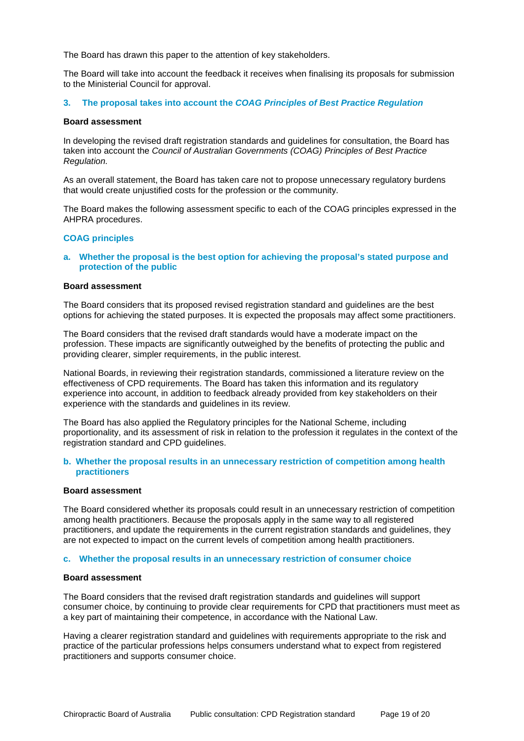The Board has drawn this paper to the attention of key stakeholders.

The Board will take into account the feedback it receives when finalising its proposals for submission to the Ministerial Council for approval.

### 3. The proposal takes into account the *COAG Principles of Best Practice Regulation*

**Board assessment**

In developing the revised draft registration standards and guidelines for consultation, the Board has taken into account the *Council of Australian Governments (COAG) Principles of Best Practice Regulation.*

As an overall statement, the Board has taken care not to propose unnecessary regulatory burdens that would create unjustified costs for the profession or the community.

The Board makes the following assessment specific to each of the COAG principles expressed in the AHPRA procedures.

### COAG principles

#### a. Whether the proposal is the best option for achieving the proposal's stated purpose and protection of the public

**Board assessment**

The Board considers that its proposed revised registration standard and guidelines are the best options for achieving the stated purposes. It is expected the proposals may affect some practitioners.

The Board considers that the revised draft standards would have a moderate impact on the profession. These impacts are significantly outweighed by the benefits of protecting the public and providing clearer, simpler requirements, in the public interest.

National Boards, in reviewing their registration standards, commissioned a literature review on the effectiveness of CPD requirements. The Board has taken this information and its regulatory experience into account, in addition to feedback already provided from key stakeholders on their experience with the standards and guidelines in its review.

The Board has also applied the Regulatory principles for the National Scheme, including proportionality, and its assessment of risk in relation to the profession it regulates in the context of the registration standard and CPD guidelines.

#### b. Whether the proposal results in an unnecessary restriction of competition among health practitioners

**Board assessment**

The Board considered whether its proposals could result in an unnecessary restriction of competition among health practitioners. Because the proposals apply in the same way to all registered practitioners, and update the requirements in the current registration standards and guidelines, they are not expected to impact on the current levels of competition among health practitioners.

#### c. Whether the proposal results in an unnecessary restriction of consumer choice

**Board assessment**

The Board considers that the revised draft registration standards and guidelines will support consumer choice, by continuing to provide clear requirements for CPD that practitioners must meet as a key part of maintaining their competence, in accordance with the National Law.

Having a clearer registration standard and guidelines with requirements appropriate to the risk and practice of the particular professions helps consumers understand what to expect from registered practitioners and supports consumer choice.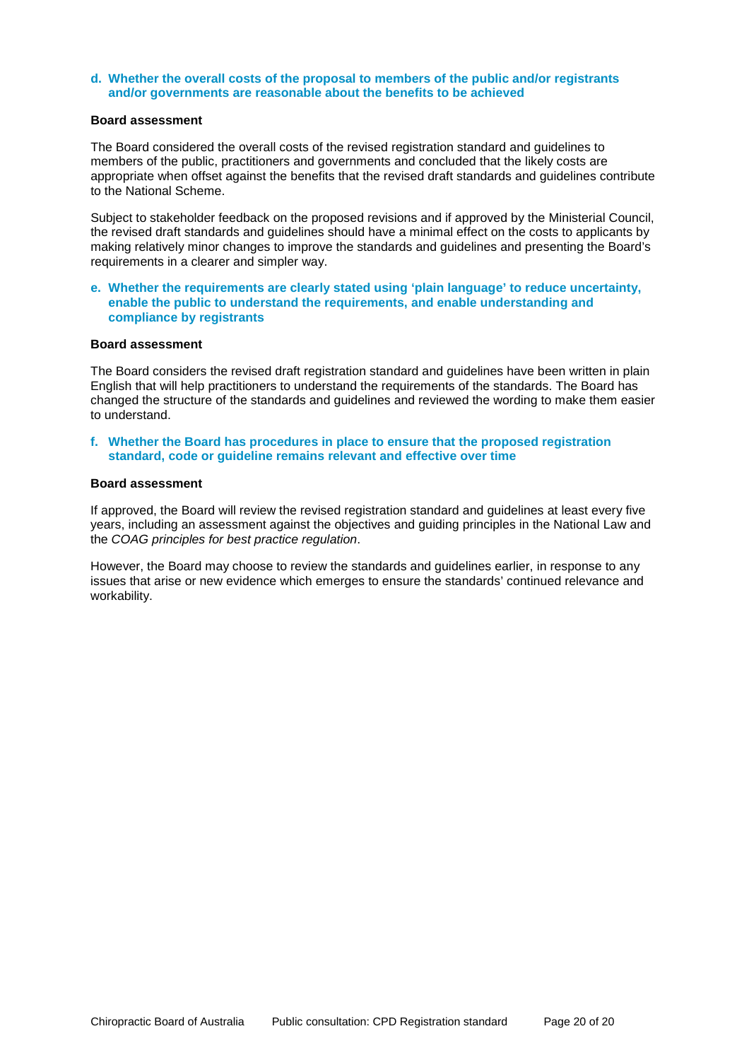**d. Whether the overall costs of the proposal to members of the public and/or registrants and/or governments are reasonable about the benefits to be achieved**

**Board assessment**

The Board considered the overall costs of the revised registration standard and guidelines to members of the public, practitioners and governments and concluded that the likely costs are appropriate when offset against the benefits that the revised draft standards and guidelines contribute to the National Scheme.

Subject to stakeholder feedback on the proposed revisions and if approved by the Ministerial Council, the revised draft standards and guidelines should have a minimal effect on the costs to applicants by making relatively minor changes to improve the standards and guidelines and presenting the Board's requirements in a clearer and simpler way.

**e. Whether the requirements are clearly stated using 'plain language' to reduce uncertainty, enable the public to understand the requirements, and enable understanding and compliance by registrants**

**Board assessment**

The Board considers the revised draft registration standard and guidelines have been written in plain English that will help practitioners to understand the requirements of the standards. The Board has changed the structure of the standards and guidelines and reviewed the wording to make them easier to understand.

**f. Whether the Board has procedures in place to ensure that the proposed registration standard, code or guideline remains relevant and effective over time**

**Board assessment**

If approved, the Board will review the revised registration standard and guidelines at least every five years, including an assessment against the objectives and guiding principles in the National Law and the *COAG principles for best practice regulation*.

However, the Board may choose to review the standards and guidelines earlier, in response to any issues that arise or new evidence which emerges to ensure the standards' continued relevance and workability.